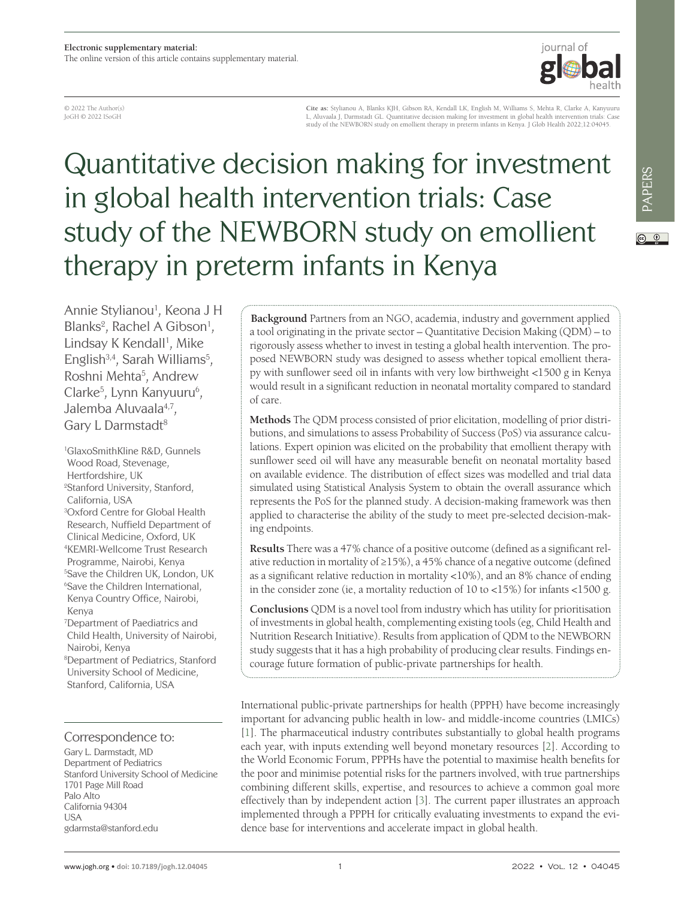**Electronic supplementary material:**
The online version of this article contains supplementary material.

© 2022 The Author(s)
JoGH © 2022 ISoGH

**Cite as:** Stylianou A, Blanks KJH, Gibson RA, Kendall LK, English M, Williams S, Mehta R, Clarke A, Kanyuuru L, Aluvaala J, Darmstadt GL. Quantitative decision making for investment in global health intervention trials: Case study of the NEWBORN study on emollient therapy in preterm infants in Kenya. J Glob Health 2022;12:04045.

# Quantitative decision making for investment in global health intervention trials: Case study of the NEWBORN study on emollient therapy in preterm infants in Kenya

Annie Stylianou[1], Keona J H Blanks[2], Rachel A Gibson[1], Lindsay K Kendall[1], Mike English[3,4], Sarah Williams[5], Roshni Mehta[5], Andrew Clarke[5], Lynn Kanyuuru[6], Jalemba Aluvaala[4,7], Gary L Darmstadt[8]

[1]GlaxoSmithKline R&D, Gunnels Wood Road, Stevenage, Hertfordshire, UK
[2]Stanford University, Stanford, California, USA
[3]Oxford Centre for Global Health Research, Nuffield Department of Clinical Medicine, Oxford, UK
[4]KEMRI-Wellcome Trust Research Programme, Nairobi, Kenya
[5]Save the Children UK, London, UK
[6]Save the Children International, Kenya Country Office, Nairobi, Kenya
[7]Department of Paediatrics and Child Health, University of Nairobi, Nairobi, Kenya
[8]Department of Pediatrics, Stanford University School of Medicine, Stanford, California, USA

## Correspondence to:

Gary L. Darmstadt, MD
Department of Pediatrics
Stanford University School of Medicine
1701 Page Mill Road
Palo Alto
California 94304
USA
gdarmsta@stanford.edu

**Background** Partners from an NGO, academia, industry and government applied a tool originating in the private sector – Quantitative Decision Making (QDM) – to rigorously assess whether to invest in testing a global health intervention. The proposed NEWBORN study was designed to assess whether topical emollient therapy with sunflower seed oil in infants with very low birthweight <1500 g in Kenya would result in a significant reduction in neonatal mortality compared to standard of care.

**Methods** The QDM process consisted of prior elicitation, modelling of prior distributions, and simulations to assess Probability of Success (PoS) via assurance calculations. Expert opinion was elicited on the probability that emollient therapy with sunflower seed oil will have any measurable benefit on neonatal mortality based on available evidence. The distribution of effect sizes was modelled and trial data simulated using Statistical Analysis System to obtain the overall assurance which represents the PoS for the planned study. A decision-making framework was then applied to characterise the ability of the study to meet pre-selected decision-making endpoints.

**Results** There was a 47% chance of a positive outcome (defined as a significant relative reduction in mortality of ≥15%), a 45% chance of a negative outcome (defined as a significant relative reduction in mortality <10%), and an 8% chance of ending in the consider zone (ie, a mortality reduction of 10 to <15%) for infants <1500 g.

**Conclusions** QDM is a novel tool from industry which has utility for prioritisation of investments in global health, complementing existing tools (eg, Child Health and Nutrition Research Initiative). Results from application of QDM to the NEWBORN study suggests that it has a high probability of producing clear results. Findings encourage future formation of public-private partnerships for health.

International public-private partnerships for health (PPPH) have become increasingly important for advancing public health in low- and middle-income countries (LMICs) [1]. The pharmaceutical industry contributes substantially to global health programs each year, with inputs extending well beyond monetary resources [2]. According to the World Economic Forum, PPPHs have the potential to maximise health benefits for the poor and minimise potential risks for the partners involved, with true partnerships combining different skills, expertise, and resources to achieve a common goal more effectively than by independent action [3]. The current paper illustrates an approach implemented through a PPPH for critically evaluating investments to expand the evidence base for interventions and accelerate impact in global health.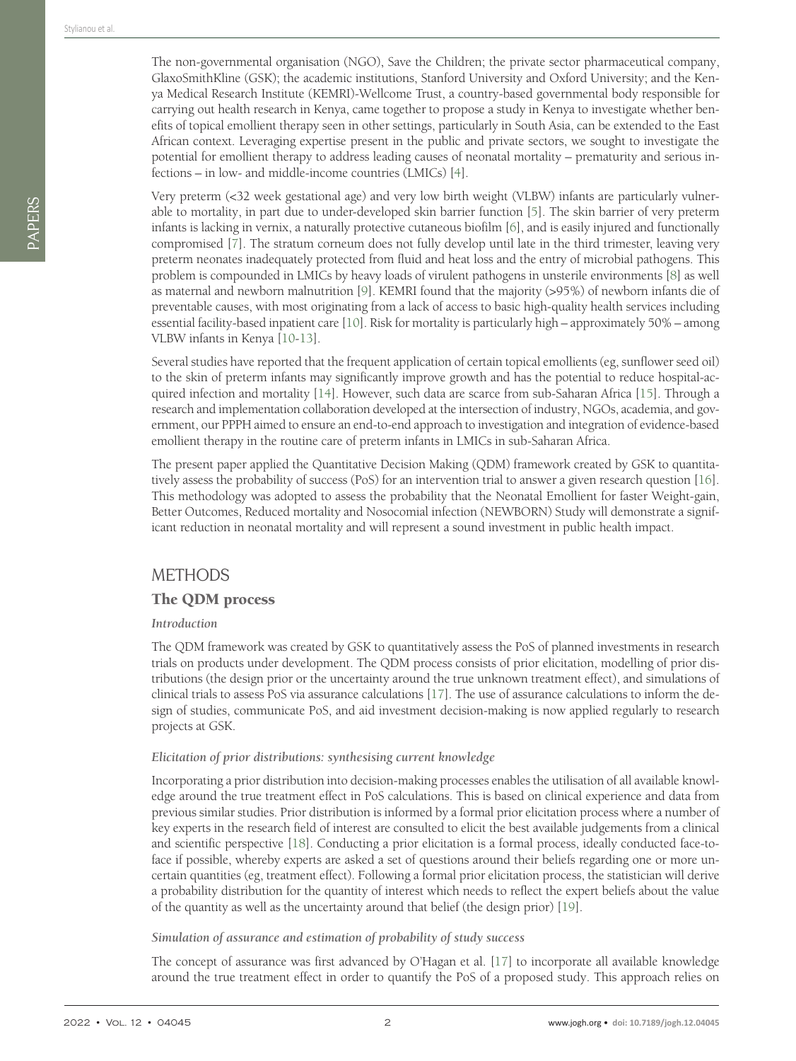The non-governmental organisation (NGO), Save the Children; the private sector pharmaceutical company, GlaxoSmithKline (GSK); the academic institutions, Stanford University and Oxford University; and the Kenya Medical Research Institute (KEMRI)-Wellcome Trust, a country-based governmental body responsible for carrying out health research in Kenya, came together to propose a study in Kenya to investigate whether benefits of topical emollient therapy seen in other settings, particularly in South Asia, can be extended to the East African context. Leveraging expertise present in the public and private sectors, we sought to investigate the potential for emollient therapy to address leading causes of neonatal mortality – prematurity and serious infections – in low- and middle-income countries (LMICs) [4].

Very preterm (<32 week gestational age) and very low birth weight (VLBW) infants are particularly vulnerable to mortality, in part due to under-developed skin barrier function [5]. The skin barrier of very preterm infants is lacking in vernix, a naturally protective cutaneous biofilm [6], and is easily injured and functionally compromised [7]. The stratum corneum does not fully develop until late in the third trimester, leaving very preterm neonates inadequately protected from fluid and heat loss and the entry of microbial pathogens. This problem is compounded in LMICs by heavy loads of virulent pathogens in unsterile environments [8] as well as maternal and newborn malnutrition [9]. KEMRI found that the majority (>95%) of newborn infants die of preventable causes, with most originating from a lack of access to basic high-quality health services including essential facility-based inpatient care [10]. Risk for mortality is particularly high – approximately 50% – among VLBW infants in Kenya [10-13].

Several studies have reported that the frequent application of certain topical emollients (eg, sunflower seed oil) to the skin of preterm infants may significantly improve growth and has the potential to reduce hospital-acquired infection and mortality [14]. However, such data are scarce from sub-Saharan Africa [15]. Through a research and implementation collaboration developed at the intersection of industry, NGOs, academia, and government, our PPPH aimed to ensure an end-to-end approach to investigation and integration of evidence-based emollient therapy in the routine care of preterm infants in LMICs in sub-Saharan Africa.

The present paper applied the Quantitative Decision Making (QDM) framework created by GSK to quantitatively assess the probability of success (PoS) for an intervention trial to answer a given research question [16]. This methodology was adopted to assess the probability that the Neonatal Emollient for faster Weight-gain, Better Outcomes, Reduced mortality and Nosocomial infection (NEWBORN) Study will demonstrate a significant reduction in neonatal mortality and will represent a sound investment in public health impact.

# METHODS

## The QDM process

### *Introduction*

The QDM framework was created by GSK to quantitatively assess the PoS of planned investments in research trials on products under development. The QDM process consists of prior elicitation, modelling of prior distributions (the design prior or the uncertainty around the true unknown treatment effect), and simulations of clinical trials to assess PoS via assurance calculations [17]. The use of assurance calculations to inform the design of studies, communicate PoS, and aid investment decision-making is now applied regularly to research projects at GSK.

### *Elicitation of prior distributions: synthesising current knowledge*

Incorporating a prior distribution into decision-making processes enables the utilisation of all available knowledge around the true treatment effect in PoS calculations. This is based on clinical experience and data from previous similar studies. Prior distribution is informed by a formal prior elicitation process where a number of key experts in the research field of interest are consulted to elicit the best available judgements from a clinical and scientific perspective [18]. Conducting a prior elicitation is a formal process, ideally conducted face-to-face if possible, whereby experts are asked a set of questions around their beliefs regarding one or more uncertain quantities (eg, treatment effect). Following a formal prior elicitation process, the statistician will derive a probability distribution for the quantity of interest which needs to reflect the expert beliefs about the value of the quantity as well as the uncertainty around that belief (the design prior) [19].

### *Simulation of assurance and estimation of probability of study success*

The concept of assurance was first advanced by O'Hagan et al. [17] to incorporate all available knowledge around the true treatment effect in order to quantify the PoS of a proposed study. This approach relies on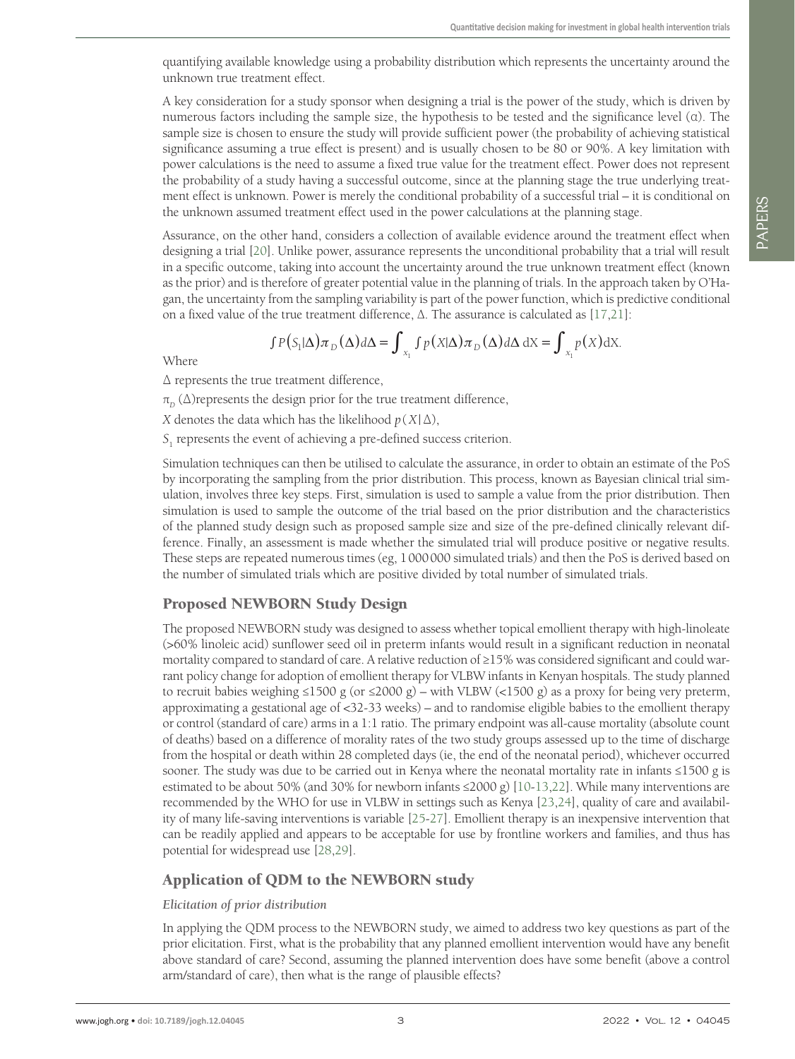quantifying available knowledge using a probability distribution which represents the uncertainty around the unknown true treatment effect.

A key consideration for a study sponsor when designing a trial is the power of the study, which is driven by numerous factors including the sample size, the hypothesis to be tested and the significance level (α). The sample size is chosen to ensure the study will provide sufficient power (the probability of achieving statistical significance assuming a true effect is present) and is usually chosen to be 80 or 90%. A key limitation with power calculations is the need to assume a fixed true value for the treatment effect. Power does not represent the probability of a study having a successful outcome, since at the planning stage the true underlying treatment effect is unknown. Power is merely the conditional probability of a successful trial – it is conditional on the unknown assumed treatment effect used in the power calculations at the planning stage.

Assurance, on the other hand, considers a collection of available evidence around the treatment effect when designing a trial [20]. Unlike power, assurance represents the unconditional probability that a trial will result in a specific outcome, taking into account the uncertainty around the true unknown treatment effect (known as the prior) and is therefore of greater potential value in the planning of trials. In the approach taken by O'Hagan, the uncertainty from the sampling variability is part of the power function, which is predictive conditional on a fixed value of the true treatment difference, Δ. The assurance is calculated as [17,21]:

$$\int P(S_1|\Delta)\pi_D(\Delta)d\Delta = \int_{x_1} \int p(X|\Delta)\pi_D(\Delta)d\Delta \, \mathrm{d}X = \int_{x_1} p(X)\mathrm{d}X.$$

Where

$\Delta$ represents the true treatment difference,

$\pi_D(\Delta)$ represents the design prior for the true treatment difference,

$X$ denotes the data which has the likelihood $p(X|\Delta)$,

$S_1$ represents the event of achieving a pre-defined success criterion.

Simulation techniques can then be utilised to calculate the assurance, in order to obtain an estimate of the PoS by incorporating the sampling from the prior distribution. This process, known as Bayesian clinical trial simulation, involves three key steps. First, simulation is used to sample a value from the prior distribution. Then simulation is used to sample the outcome of the trial based on the prior distribution and the characteristics of the planned study design such as proposed sample size and size of the pre-defined clinically relevant difference. Finally, an assessment is made whether the simulated trial will produce positive or negative results. These steps are repeated numerous times (eg, 1000000 simulated trials) and then the PoS is derived based on the number of simulated trials which are positive divided by total number of simulated trials.

## Proposed NEWBORN Study Design

The proposed NEWBORN study was designed to assess whether topical emollient therapy with high-linoleate (>60% linoleic acid) sunflower seed oil in preterm infants would result in a significant reduction in neonatal mortality compared to standard of care. A relative reduction of ≥15% was considered significant and could warrant policy change for adoption of emollient therapy for VLBW infants in Kenyan hospitals. The study planned to recruit babies weighing ≤1500 g (or ≤2000 g) – with VLBW (<1500 g) as a proxy for being very preterm, approximating a gestational age of <32-33 weeks) – and to randomise eligible babies to the emollient therapy or control (standard of care) arms in a 1:1 ratio. The primary endpoint was all-cause mortality (absolute count of deaths) based on a difference of morality rates of the two study groups assessed up to the time of discharge from the hospital or death within 28 completed days (ie, the end of the neonatal period), whichever occurred sooner. The study was due to be carried out in Kenya where the neonatal mortality rate in infants ≤1500 g is estimated to be about 50% (and 30% for newborn infants ≤2000 g) [10-13,22]. While many interventions are recommended by the WHO for use in VLBW in settings such as Kenya [23,24], quality of care and availability of many life-saving interventions is variable [25-27]. Emollient therapy is an inexpensive intervention that can be readily applied and appears to be acceptable for use by frontline workers and families, and thus has potential for widespread use [28,29].

## Application of QDM to the NEWBORN study

### *Elicitation of prior distribution*

In applying the QDM process to the NEWBORN study, we aimed to address two key questions as part of the prior elicitation. First, what is the probability that any planned emollient intervention would have any benefit above standard of care? Second, assuming the planned intervention does have some benefit (above a control arm/standard of care), then what is the range of plausible effects?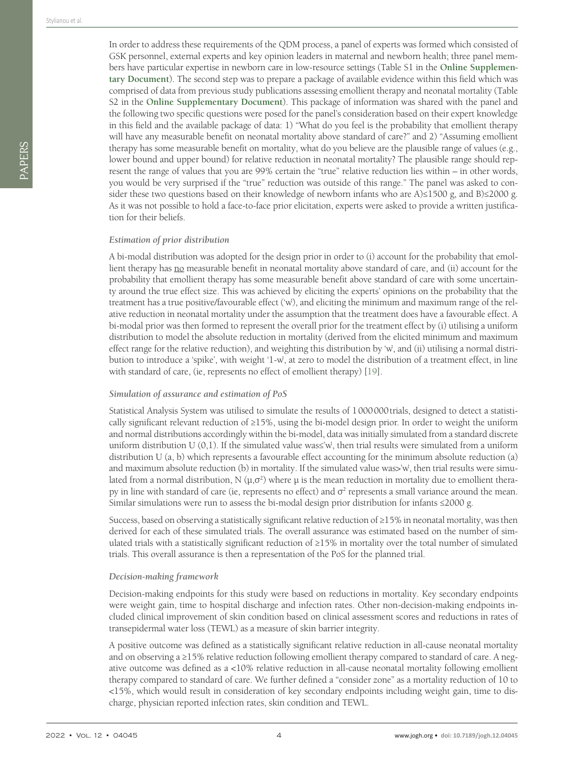In order to address these requirements of the QDM process, a panel of experts was formed which consisted of GSK personnel, external experts and key opinion leaders in maternal and newborn health; three panel members have particular expertise in newborn care in low-resource settings (Table S1 in the **Online Supplementary Document**). The second step was to prepare a package of available evidence within this field which was comprised of data from previous study publications assessing emollient therapy and neonatal mortality (Table S2 in the **Online Supplementary Document**). This package of information was shared with the panel and the following two specific questions were posed for the panel's consideration based on their expert knowledge in this field and the available package of data: 1) "What do you feel is the probability that emollient therapy will have any measurable benefit on neonatal mortality above standard of care?" and 2) "Assuming emollient therapy has some measurable benefit on mortality, what do you believe are the plausible range of values (e.g., lower bound and upper bound) for relative reduction in neonatal mortality? The plausible range should represent the range of values that you are 99% certain the "true" relative reduction lies within – in other words, you would be very surprised if the "true" reduction was outside of this range." The panel was asked to consider these two questions based on their knowledge of newborn infants who are A)≤1500 g, and B)≤2000 g. As it was not possible to hold a face-to-face prior elicitation, experts were asked to provide a written justification for their beliefs.

### *Estimation of prior distribution*

A bi-modal distribution was adopted for the design prior in order to (i) account for the probability that emollient therapy has no measurable benefit in neonatal mortality above standard of care, and (ii) account for the probability that emollient therapy has some measurable benefit above standard of care with some uncertainty around the true effect size. This was achieved by eliciting the experts' opinions on the probability that the treatment has a true positive/favourable effect ('w'), and eliciting the minimum and maximum range of the relative reduction in neonatal mortality under the assumption that the treatment does have a favourable effect. A bi-modal prior was then formed to represent the overall prior for the treatment effect by (i) utilising a uniform distribution to model the absolute reduction in mortality (derived from the elicited minimum and maximum effect range for the relative reduction), and weighting this distribution by 'w', and (ii) utilising a normal distribution to introduce a 'spike', with weight '1-w', at zero to model the distribution of a treatment effect, in line with standard of care, (ie, represents no effect of emollient therapy) [19].

### *Simulation of assurance and estimation of PoS*

Statistical Analysis System was utilised to simulate the results of 1 000 000 trials, designed to detect a statistically significant relevant reduction of ≥15%, using the bi-model design prior. In order to weight the uniform and normal distributions accordingly within the bi-model, data was initially simulated from a standard discrete uniform distribution U (0,1). If the simulated value was≤'w', then trial results were simulated from a uniform distribution U (a, b) which represents a favourable effect accounting for the minimum absolute reduction (a) and maximum absolute reduction (b) in mortality. If the simulated value was>'w', then trial results were simulated from a normal distribution, N $(\mu,\sigma^2)$ where μ is the mean reduction in mortality due to emollient therapy in line with standard of care (ie, represents no effect) and $\sigma^2$ represents a small variance around the mean. Similar simulations were run to assess the bi-modal design prior distribution for infants ≤2000 g.

Success, based on observing a statistically significant relative reduction of ≥15% in neonatal mortality, was then derived for each of these simulated trials. The overall assurance was estimated based on the number of simulated trials with a statistically significant reduction of ≥15% in mortality over the total number of simulated trials. This overall assurance is then a representation of the PoS for the planned trial.

### *Decision-making framework*

Decision-making endpoints for this study were based on reductions in mortality. Key secondary endpoints were weight gain, time to hospital discharge and infection rates. Other non-decision-making endpoints included clinical improvement of skin condition based on clinical assessment scores and reductions in rates of transepidermal water loss (TEWL) as a measure of skin barrier integrity.

A positive outcome was defined as a statistically significant relative reduction in all-cause neonatal mortality and on observing a ≥15% relative reduction following emollient therapy compared to standard of care. A negative outcome was defined as a <10% relative reduction in all-cause neonatal mortality following emollient therapy compared to standard of care. We further defined a "consider zone" as a mortality reduction of 10 to <15%, which would result in consideration of key secondary endpoints including weight gain, time to discharge, physician reported infection rates, skin condition and TEWL.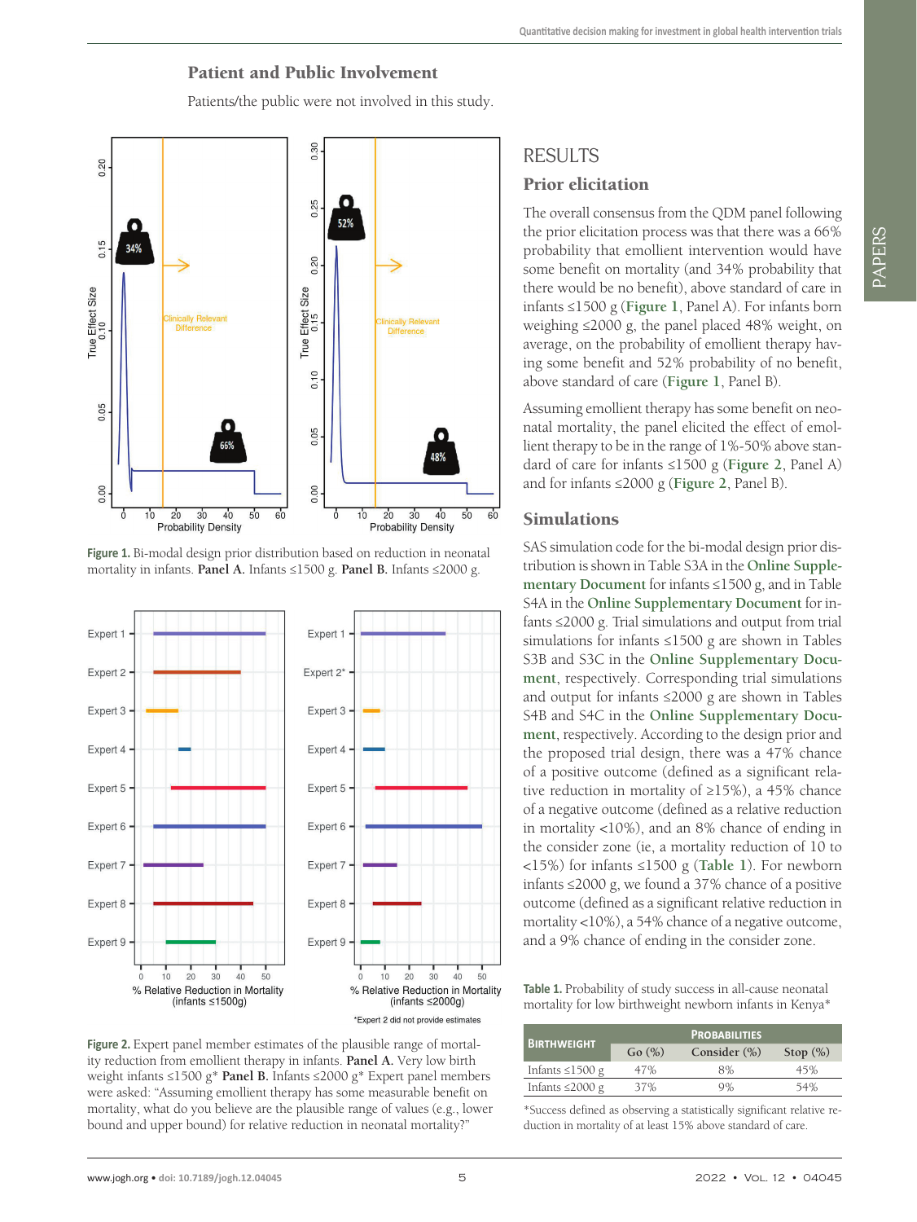## Patient and Public Involvement

Patients/the public were not involved in this study.

**Figure 1.** Bi-modal design prior distribution based on reduction in neonatal mortality in infants. **Panel A.** Infants ≤1500 g. **Panel B.** Infants ≤2000 g.

**Figure 2.** Expert panel member estimates of the plausible range of mortality reduction from emollient therapy in infants. **Panel A.** Very low birth weight infants ≤1500 g* **Panel B.** Infants ≤2000 g* Expert panel members were asked: "Assuming emollient therapy has some measurable benefit on mortality, what do you believe are the plausible range of values (e.g., lower bound and upper bound) for relative reduction in neonatal mortality?"

*Expert 2 did not provide estimates

# RESULTS

## Prior elicitation

The overall consensus from the QDM panel following the prior elicitation process was that there was a 66% probability that emollient intervention would have some benefit on mortality (and 34% probability that there would be no benefit), above standard of care in infants ≤1500 g (**Figure 1**, Panel A). For infants born weighing ≤2000 g, the panel placed 48% weight, on average, on the probability of emollient therapy having some benefit and 52% probability of no benefit, above standard of care (**Figure 1**, Panel B).

Assuming emollient therapy has some benefit on neonatal mortality, the panel elicited the effect of emollient therapy to be in the range of 1%-50% above standard of care for infants ≤1500 g (**Figure 2**, Panel A) and for infants ≤2000 g (**Figure 2**, Panel B).

## Simulations

SAS simulation code for the bi-modal design prior distribution is shown in Table S3A in the **Online Supplementary Document** for infants ≤1500 g, and in Table S4A in the **Online Supplementary Document** for infants ≤2000 g. Trial simulations and output from trial simulations for infants ≤1500 g are shown in Tables S3B and S3C in the **Online Supplementary Document**, respectively. Corresponding trial simulations and output for infants ≤2000 g are shown in Tables S4B and S4C in the **Online Supplementary Document**, respectively. According to the design prior and the proposed trial design, there was a 47% chance of a positive outcome (defined as a significant relative reduction in mortality of ≥15%), a 45% chance of a negative outcome (defined as a relative reduction in mortality <10%), and an 8% chance of ending in the consider zone (ie, a mortality reduction of 10 to <15%) for infants ≤1500 g (**Table 1**). For newborn infants ≤2000 g, we found a 37% chance of a positive outcome (defined as a significant relative reduction in mortality <10%), a 54% chance of a negative outcome, and a 9% chance of ending in the consider zone.

**Table 1.** Probability of study success in all-cause neonatal mortality for low birthweight newborn infants in Kenya*

| Birthweight | Probabilities | | |
|---|---|---|---|
| | Go (%) | Consider (%) | Stop (%) |
| Infants ≤1500 g | 47% | 8% | 45% |
| Infants ≤2000 g | 37% | 9% | 54% |

*Success defined as observing a statistically significant relative reduction in mortality of at least 15% above standard of care.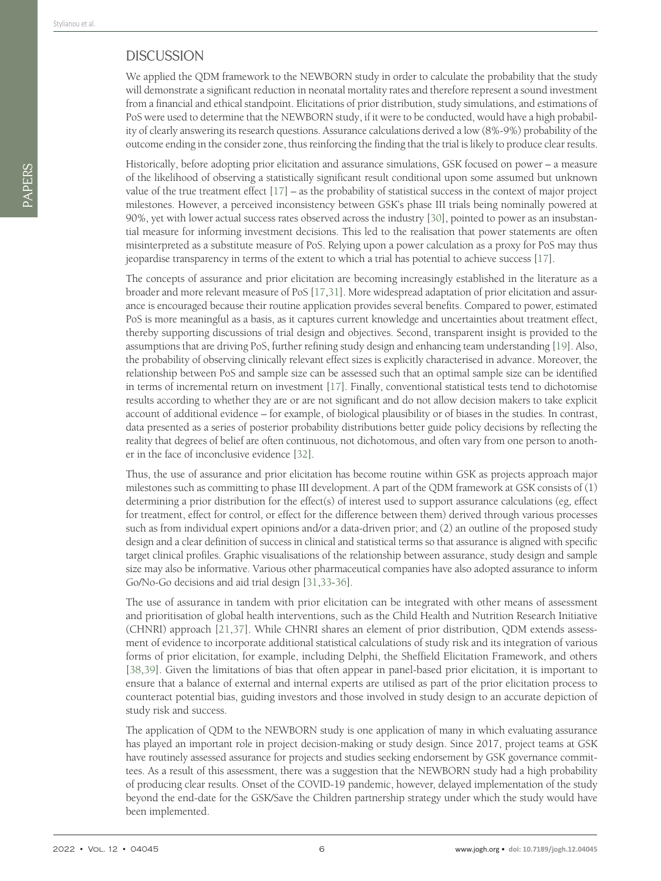## DISCUSSION

We applied the QDM framework to the NEWBORN study in order to calculate the probability that the study will demonstrate a significant reduction in neonatal mortality rates and therefore represent a sound investment from a financial and ethical standpoint. Elicitations of prior distribution, study simulations, and estimations of PoS were used to determine that the NEWBORN study, if it were to be conducted, would have a high probability of clearly answering its research questions. Assurance calculations derived a low (8%-9%) probability of the outcome ending in the consider zone, thus reinforcing the finding that the trial is likely to produce clear results.

Historically, before adopting prior elicitation and assurance simulations, GSK focused on power – a measure of the likelihood of observing a statistically significant result conditional upon some assumed but unknown value of the true treatment effect [17] – as the probability of statistical success in the context of major project milestones. However, a perceived inconsistency between GSK's phase III trials being nominally powered at 90%, yet with lower actual success rates observed across the industry [30], pointed to power as an insubstantial measure for informing investment decisions. This led to the realisation that power statements are often misinterpreted as a substitute measure of PoS. Relying upon a power calculation as a proxy for PoS may thus jeopardise transparency in terms of the extent to which a trial has potential to achieve success [17].

The concepts of assurance and prior elicitation are becoming increasingly established in the literature as a broader and more relevant measure of PoS [17,31]. More widespread adaptation of prior elicitation and assurance is encouraged because their routine application provides several benefits. Compared to power, estimated PoS is more meaningful as a basis, as it captures current knowledge and uncertainties about treatment effect, thereby supporting discussions of trial design and objectives. Second, transparent insight is provided to the assumptions that are driving PoS, further refining study design and enhancing team understanding [19]. Also, the probability of observing clinically relevant effect sizes is explicitly characterised in advance. Moreover, the relationship between PoS and sample size can be assessed such that an optimal sample size can be identified in terms of incremental return on investment [17]. Finally, conventional statistical tests tend to dichotomise results according to whether they are or are not significant and do not allow decision makers to take explicit account of additional evidence – for example, of biological plausibility or of biases in the studies. In contrast, data presented as a series of posterior probability distributions better guide policy decisions by reflecting the reality that degrees of belief are often continuous, not dichotomous, and often vary from one person to another in the face of inconclusive evidence [32].

Thus, the use of assurance and prior elicitation has become routine within GSK as projects approach major milestones such as committing to phase III development. A part of the QDM framework at GSK consists of (1) determining a prior distribution for the effect(s) of interest used to support assurance calculations (eg, effect for treatment, effect for control, or effect for the difference between them) derived through various processes such as from individual expert opinions and/or a data-driven prior; and (2) an outline of the proposed study design and a clear definition of success in clinical and statistical terms so that assurance is aligned with specific target clinical profiles. Graphic visualisations of the relationship between assurance, study design and sample size may also be informative. Various other pharmaceutical companies have also adopted assurance to inform Go/No-Go decisions and aid trial design [31,33-36].

The use of assurance in tandem with prior elicitation can be integrated with other means of assessment and prioritisation of global health interventions, such as the Child Health and Nutrition Research Initiative (CHNRI) approach [21,37]. While CHNRI shares an element of prior distribution, QDM extends assessment of evidence to incorporate additional statistical calculations of study risk and its integration of various forms of prior elicitation, for example, including Delphi, the Sheffield Elicitation Framework, and others [38,39]. Given the limitations of bias that often appear in panel-based prior elicitation, it is important to ensure that a balance of external and internal experts are utilised as part of the prior elicitation process to counteract potential bias, guiding investors and those involved in study design to an accurate depiction of study risk and success.

The application of QDM to the NEWBORN study is one application of many in which evaluating assurance has played an important role in project decision-making or study design. Since 2017, project teams at GSK have routinely assessed assurance for projects and studies seeking endorsement by GSK governance committees. As a result of this assessment, there was a suggestion that the NEWBORN study had a high probability of producing clear results. Onset of the COVID-19 pandemic, however, delayed implementation of the study beyond the end-date for the GSK/Save the Children partnership strategy under which the study would have been implemented.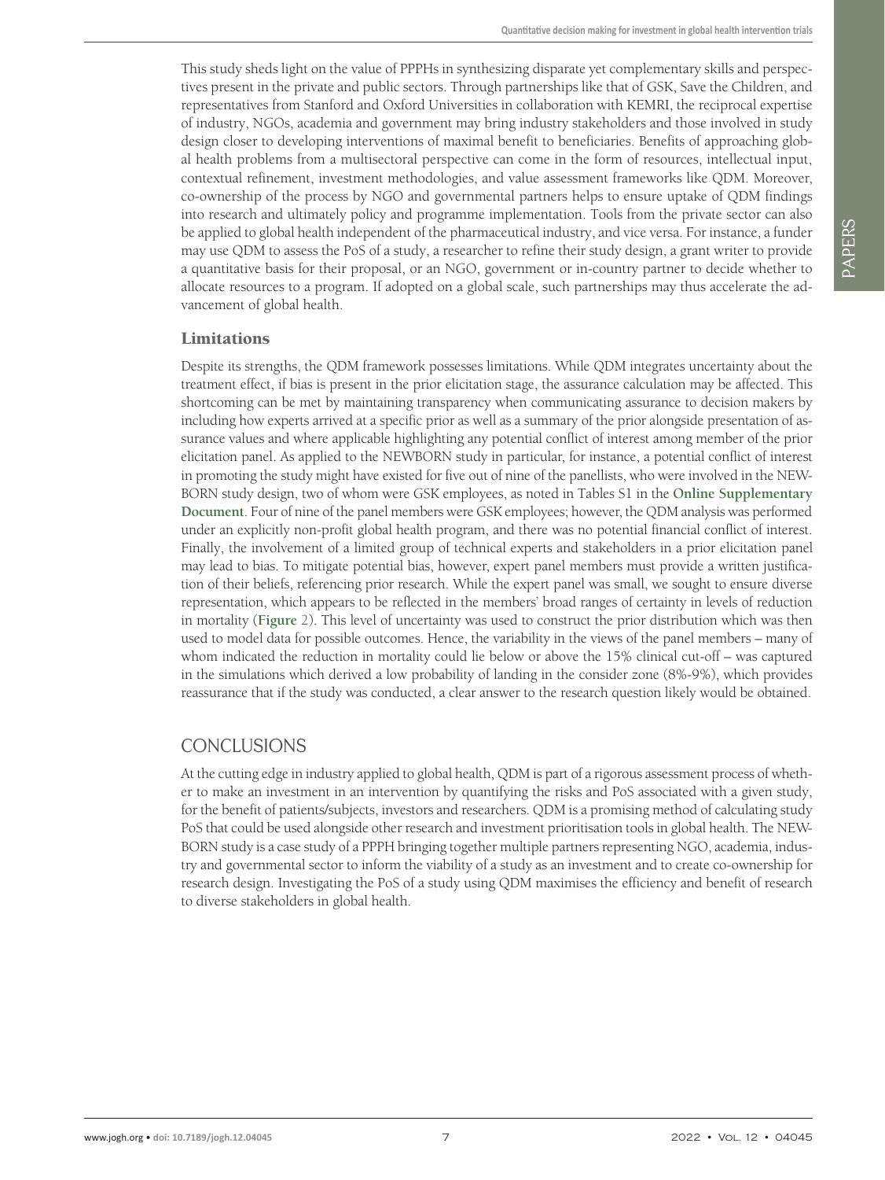This study sheds light on the value of PPPHs in synthesizing disparate yet complementary skills and perspectives present in the private and public sectors. Through partnerships like that of GSK, Save the Children, and representatives from Stanford and Oxford Universities in collaboration with KEMRI, the reciprocal expertise of industry, NGOs, academia and government may bring industry stakeholders and those involved in study design closer to developing interventions of maximal benefit to beneficiaries. Benefits of approaching global health problems from a multisectoral perspective can come in the form of resources, intellectual input, contextual refinement, investment methodologies, and value assessment frameworks like QDM. Moreover, co-ownership of the process by NGO and governmental partners helps to ensure uptake of QDM findings into research and ultimately policy and programme implementation. Tools from the private sector can also be applied to global health independent of the pharmaceutical industry, and vice versa. For instance, a funder may use QDM to assess the PoS of a study, a researcher to refine their study design, a grant writer to provide a quantitative basis for their proposal, or an NGO, government or in-country partner to decide whether to allocate resources to a program. If adopted on a global scale, such partnerships may thus accelerate the advancement of global health.

### Limitations

Despite its strengths, the QDM framework possesses limitations. While QDM integrates uncertainty about the treatment effect, if bias is present in the prior elicitation stage, the assurance calculation may be affected. This shortcoming can be met by maintaining transparency when communicating assurance to decision makers by including how experts arrived at a specific prior as well as a summary of the prior alongside presentation of assurance values and where applicable highlighting any potential conflict of interest among member of the prior elicitation panel. As applied to the NEWBORN study in particular, for instance, a potential conflict of interest in promoting the study might have existed for five out of nine of the panellists, who were involved in the NEWBORN study design, two of whom were GSK employees, as noted in Tables S1 in the **Online Supplementary Document**. Four of nine of the panel members were GSK employees; however, the QDM analysis was performed under an explicitly non-profit global health program, and there was no potential financial conflict of interest. Finally, the involvement of a limited group of technical experts and stakeholders in a prior elicitation panel may lead to bias. To mitigate potential bias, however, expert panel members must provide a written justification of their beliefs, referencing prior research. While the expert panel was small, we sought to ensure diverse representation, which appears to be reflected in the members' broad ranges of certainty in levels of reduction in mortality (**Figure 2**). This level of uncertainty was used to construct the prior distribution which was then used to model data for possible outcomes. Hence, the variability in the views of the panel members – many of whom indicated the reduction in mortality could lie below or above the 15% clinical cut-off – was captured in the simulations which derived a low probability of landing in the consider zone (8%-9%), which provides reassurance that if the study was conducted, a clear answer to the research question likely would be obtained.

## CONCLUSIONS

At the cutting edge in industry applied to global health, QDM is part of a rigorous assessment process of whether to make an investment in an intervention by quantifying the risks and PoS associated with a given study, for the benefit of patients/subjects, investors and researchers. QDM is a promising method of calculating study PoS that could be used alongside other research and investment prioritisation tools in global health. The NEWBORN study is a case study of a PPPH bringing together multiple partners representing NGO, academia, industry and governmental sector to inform the viability of a study as an investment and to create co-ownership for research design. Investigating the PoS of a study using QDM maximises the efficiency and benefit of research to diverse stakeholders in global health.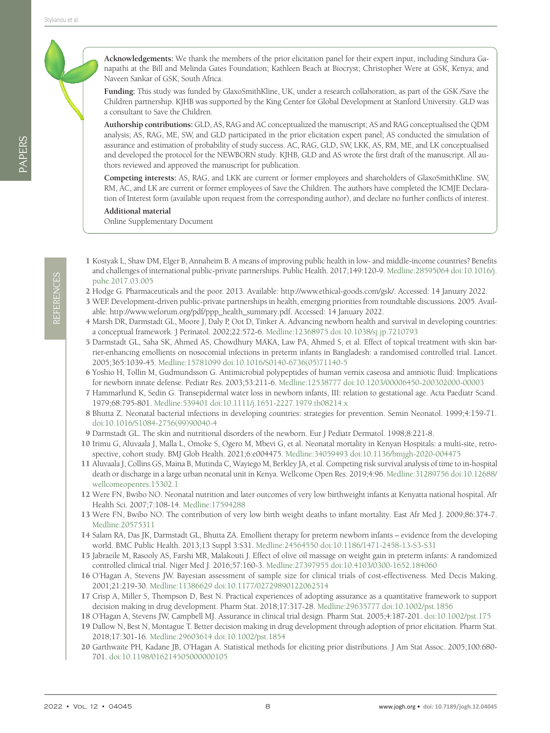**Acknowledgements:** We thank the members of the prior elicitation panel for their expert input, including Sindura Ganapathi at the Bill and Melinda Gates Foundation; Kathleen Beach at Biocryst; Christopher Were at GSK, Kenya; and Naveen Sankar of GSK, South Africa.

**Funding:** This study was funded by GlaxoSmithKline, UK, under a research collaboration, as part of the GSK /Save the Children partnership. KJHB was supported by the King Center for Global Development at Stanford University. GLD was a consultant to Save the Children.

**Authorship contributions:** GLD, AS, RAG and AC conceptualized the manuscript; AS and RAG conceptualised the QDM analysis; AS, RAG, ME, SW, and GLD participated in the prior elicitation expert panel; AS conducted the simulation of assurance and estimation of probability of study success. AC, RAG, GLD, SW, LKK, AS, RM, ME, and LK conceptualised and developed the protocol for the NEWBORN study. KJHB, GLD and AS wrote the first draft of the manuscript. All authors reviewed and approved the manuscript for publication.

**Competing interests:** AS, RAG, and LKK are current or former employees and shareholders of GlaxoSmithKline. SW, RM, AC, and LK are current or former employees of Save the Children. The authors have completed the ICMJE Declaration of Interest form (available upon request from the corresponding author), and declare no further conflicts of interest.

**Additional material**

Online Supplementary Document

## REFERENCES

1. Kostyak L, Shaw DM, Elger B, Annaheim B. A means of improving public health in low- and middle-income countries? Benefits and challenges of international public-private partnerships. Public Health. 2017;149:120-9. Medline:28595064 doi:10.1016/j.puhe.2017.03.005
2. Hodge G. Pharmaceuticals and the poor. 2013. Available: http://www.ethical-goods.com/gsk/. Accessed: 14 January 2022.
3. WEF. Development-driven public-private partnerships in health, emerging priorities from roundtable discussions. 2005. Available: http://www.weforum.org/pdf/ppp_health_summary.pdf. Accessed: 14 January 2022.
4. Marsh DR, Darmstadt GL, Moore J, Daly P, Oot D, Tinker A. Advancing newborn health and survival in developing countries: a conceptual framework. J Perinatol. 2002;22:572-6. Medline:12368975 doi:10.1038/sj.jp.7210793
5. Darmstadt GL, Saha SK, Ahmed AS, Chowdhury MAKA, Law PA, Ahmed S, et al. Effect of topical treatment with skin barrier-enhancing emollients on nosocomial infections in preterm infants in Bangladesh: a randomised controlled trial. Lancet. 2005;365:1039-45. Medline:15781099 doi:10.1016/S0140-6736(05)71140-5
6. Yoshio H, Tollin M, Gudmundsson G. Antimicrobial polypeptides of human vernix caseosa and amniotic fluid: Implications for newborn innate defense. Pediatr Res. 2003;53:211-6. Medline:12538777 doi:10.1203/00006450-200302000-00003
7. Hammarlund K, Sedin G. Transepidermal water loss in newborn infants, III: relation to gestational age. Acta Paediatr Scand. 1979;68:795-801. Medline:539401 doi:10.1111/j.1651-2227.1979.tb08214.x
8. Bhutta Z. Neonatal bacterial infections in developing countries: strategies for prevention. Semin Neonatol. 1999;4:159-71. doi:10.1016/S1084-2756(99)90040-4
9. Darmstadt GL. The skin and nutritional disorders of the newborn. Eur J Pediatr Dermatol. 1998;8:221-8.
10. Irimu G, Aluvaala J, Malla L, Omoke S, Ogero M, Mbevi G, et al. Neonatal mortality in Kenyan Hospitals: a multi-site, retrospective, cohort study. BMJ Glob Health. 2021;6:e004475. Medline:34059493 doi:10.1136/bmjgh-2020-004475
11. Aluvaala J, Collins GS, Maina B, Mutinda C, Wayiego M, Berkley JA, et al. Competing risk survival analysis of time to in-hospital death or discharge in a large urban neonatal unit in Kenya. Wellcome Open Res. 2019;4:96. Medline:31289756 doi:10.12688/wellcomeopenres.15302.1
12. Were FN, Bwibo NO. Neonatal nutrition and later outcomes of very low birthweight infants at Kenyatta national hospital. Afr Health Sci. 2007;7:108-14. Medline:17594288
13. Were FN, Bwibo NO. The contribution of very low birth weight deaths to infant mortality. East Afr Med J. 2009;86:374-7. Medline:20575311
14. Salam RA, Das JK, Darmstadt GL, Bhutta ZA. Emollient therapy for preterm newborn infants – evidence from the developing world. BMC Public Health. 2013;13 Suppl 3:S31. Medline:24564550 doi:10.1186/1471-2458-13-S3-S31
15. Jabraeile M, Rasooly AS, Farshi MR, Malakouti J. Effect of olive oil massage on weight gain in preterm infants: A randomized controlled clinical trial. Niger Med J. 2016;57:160-3. Medline:27397955 doi:10.4103/0300-1652.184060
16. O'Hagan A, Stevens JW. Bayesian assessment of sample size for clinical trials of cost-effectiveness. Med Decis Making. 2001;21:219-30. Medline:11386629 doi:10.1177/02729890122062514
17. Crisp A, Miller S, Thompson D, Best N. Practical experiences of adopting assurance as a quantitative framework to support decision making in drug development. Pharm Stat. 2018;17:317-28. Medline:29635777 doi:10.1002/pst.1856
18. O'Hagan A, Stevens JW, Campbell MJ. Assurance in clinical trial design. Pharm Stat. 2005;4:187-201. doi:10.1002/pst.175
19. Dallow N, Best N, Montague T. Better decision making in drug development through adoption of prior elicitation. Pharm Stat. 2018;17:301-16. Medline:29603614 doi:10.1002/pst.1854
20. Garthwaite PH, Kadane JB, O'Hagan A. Statistical methods for eliciting prior distributions. J Am Stat Assoc. 2005;100:680-701. doi:10.1198/016214505000000105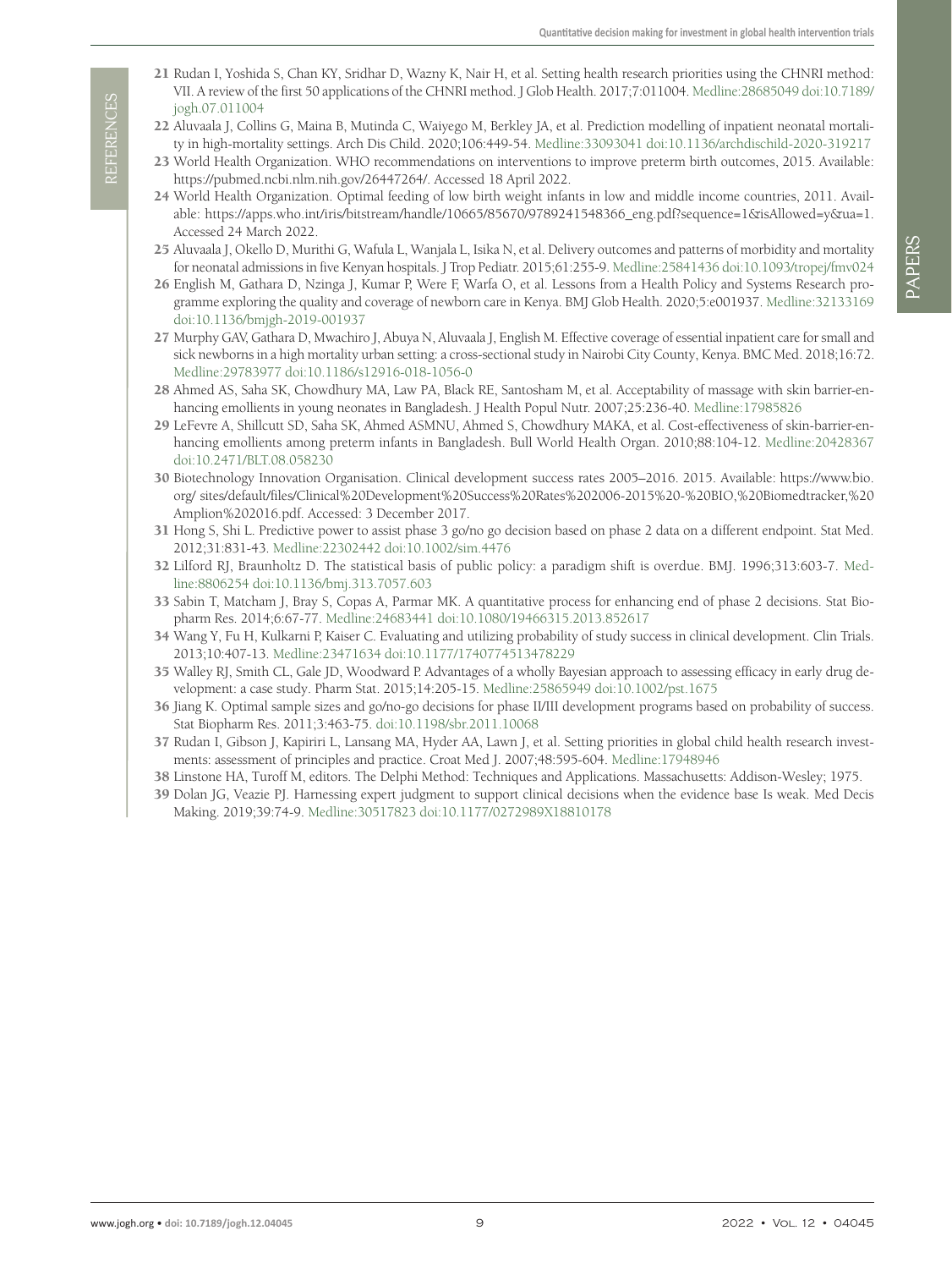21 Rudan I, Yoshida S, Chan KY, Sridhar D, Wazny K, Nair H, et al. Setting health research priorities using the CHNRI method: VII. A review of the first 50 applications of the CHNRI method. J Glob Health. 2017;7:011004. Medline:28685049 doi:10.7189/jogh.07.011004

22 Aluvaala J, Collins G, Maina B, Mutinda C, Waiyego M, Berkley JA, et al. Prediction modelling of inpatient neonatal mortality in high-mortality settings. Arch Dis Child. 2020;106:449-54. Medline:33093041 doi:10.1136/archdischild-2020-319217

23 World Health Organization. WHO recommendations on interventions to improve preterm birth outcomes, 2015. Available: https://pubmed.ncbi.nlm.nih.gov/26447264/. Accessed 18 April 2022.

24 World Health Organization. Optimal feeding of low birth weight infants in low and middle income countries, 2011. Available: https://apps.who.int/iris/bitstream/handle/10665/85670/9789241548366_eng.pdf?sequence=1&isAllowed=y&ua=1. Accessed 24 March 2022.

25 Aluvaala J, Okello D, Murithi G, Wafula L, Wanjala L, Isika N, et al. Delivery outcomes and patterns of morbidity and mortality for neonatal admissions in five Kenyan hospitals. J Trop Pediatr. 2015;61:255-9. Medline:25841436 doi:10.1093/tropej/fmv024

26 English M, Gathara D, Nzinga J, Kumar P, Were F, Warfa O, et al. Lessons from a Health Policy and Systems Research programme exploring the quality and coverage of newborn care in Kenya. BMJ Glob Health. 2020;5:e001937. Medline:32133169 doi:10.1136/bmjgh-2019-001937

27 Murphy GAV, Gathara D, Mwachiro J, Abuya N, Aluvaala J, English M. Effective coverage of essential inpatient care for small and sick newborns in a high mortality urban setting: a cross-sectional study in Nairobi City County, Kenya. BMC Med. 2018;16:72. Medline:29783977 doi:10.1186/s12916-018-1056-0

28 Ahmed AS, Saha SK, Chowdhury MA, Law PA, Black RE, Santosham M, et al. Acceptability of massage with skin barrier-enhancing emollients in young neonates in Bangladesh. J Health Popul Nutr. 2007;25:236-40. Medline:17985826

29 LeFevre A, Shillcutt SD, Saha SK, Ahmed ASMNU, Ahmed S, Chowdhury MAKA, et al. Cost-effectiveness of skin-barrier-enhancing emollients among preterm infants in Bangladesh. Bull World Health Organ. 2010;88:104-12. Medline:20428367 doi:10.2471/BLT.08.058230

30 Biotechnology Innovation Organisation. Clinical development success rates 2005–2016. 2015. Available: https://www.bio.org/ sites/default/files/Clinical%20Development%20Success%20Rates%202006-2015%20-%20BIO,%20Biomedtracker,%20Amplion%202016.pdf. Accessed: 3 December 2017.

31 Hong S, Shi L. Predictive power to assist phase 3 go/no go decision based on phase 2 data on a different endpoint. Stat Med. 2012;31:831-43. Medline:22302442 doi:10.1002/sim.4476

32 Lilford RJ, Braunholtz D. The statistical basis of public policy: a paradigm shift is overdue. BMJ. 1996;313:603-7. Medline:8806254 doi:10.1136/bmj.313.7057.603

33 Sabin T, Matcham J, Bray S, Copas A, Parmar MK. A quantitative process for enhancing end of phase 2 decisions. Stat Biopharm Res. 2014;6:67-77. Medline:24683441 doi:10.1080/19466315.2013.852617

34 Wang Y, Fu H, Kulkarni P, Kaiser C. Evaluating and utilizing probability of study success in clinical development. Clin Trials. 2013;10:407-13. Medline:23471634 doi:10.1177/1740774513478229

35 Walley RJ, Smith CL, Gale JD, Woodward P. Advantages of a wholly Bayesian approach to assessing efficacy in early drug development: a case study. Pharm Stat. 2015;14:205-15. Medline:25865949 doi:10.1002/pst.1675

36 Jiang K. Optimal sample sizes and go/no-go decisions for phase II/III development programs based on probability of success. Stat Biopharm Res. 2011;3:463-75. doi:10.1198/sbr.2011.10068

37 Rudan I, Gibson J, Kapiriri L, Lansang MA, Hyder AA, Lawn J, et al. Setting priorities in global child health research investments: assessment of principles and practice. Croat Med J. 2007;48:595-604. Medline:17948946

38 Linstone HA, Turoff M, editors. The Delphi Method: Techniques and Applications. Massachusetts: Addison-Wesley; 1975.

39 Dolan JG, Veazie PJ. Harnessing expert judgment to support clinical decisions when the evidence base Is weak. Med Decis Making. 2019;39:74-9. Medline:30517823 doi:10.1177/0272989X18810178